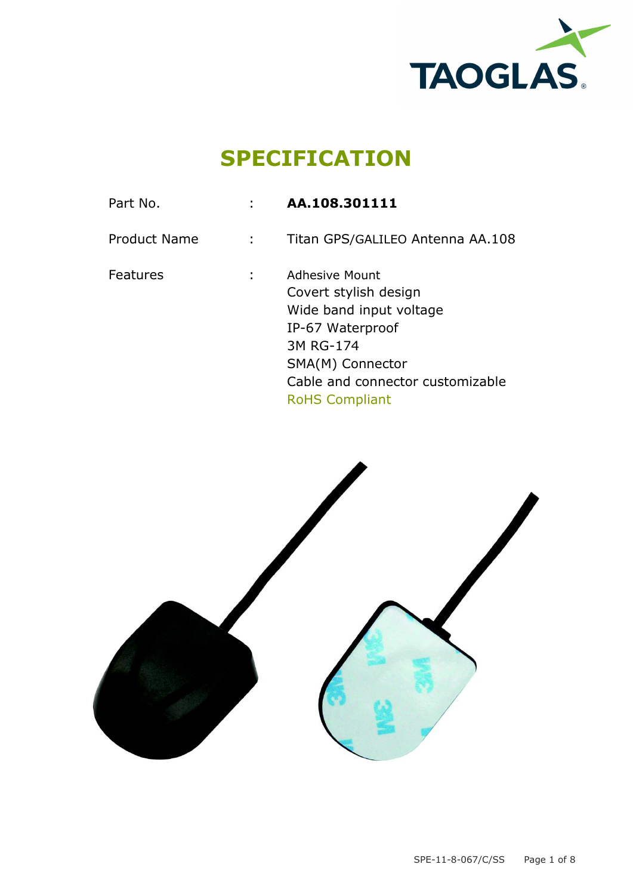# SPECIFICATION

| | | |
|---|---|---|
| Part No. | : | **AA.108.301111** |
| Product Name | : | Titan GPS/GALILEO Antenna AA.108 |
| Features | : | Adhesive Mount<br>Covert stylish design<br>Wide band input voltage<br>IP-67 Waterproof<br>3M RG-174<br>SMA(M) Connector<br>Cable and connector customizable<br>RoHS Compliant |

SPE-11-8-067/C/SS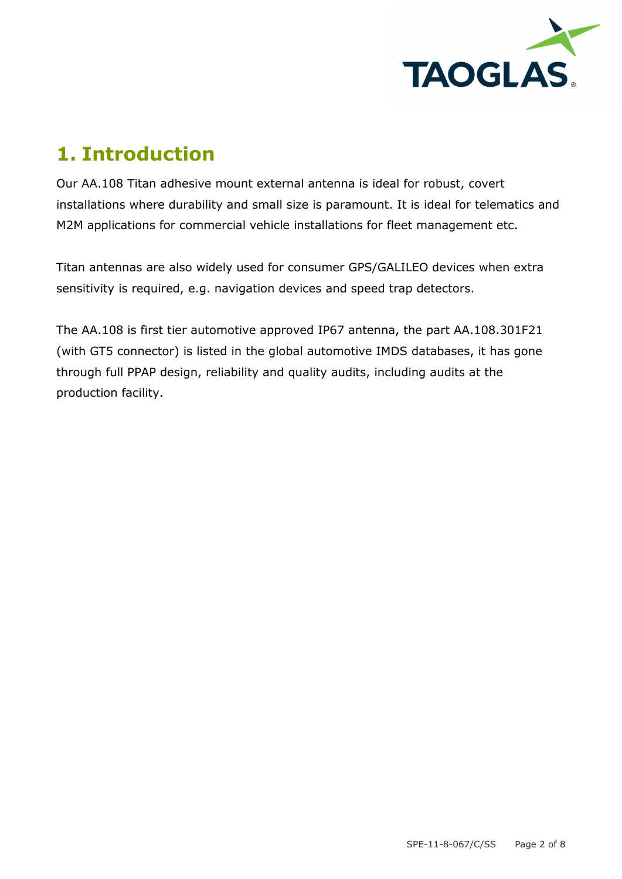# 1. Introduction

Our AA.108 Titan adhesive mount external antenna is ideal for robust, covert installations where durability and small size is paramount. It is ideal for telematics and M2M applications for commercial vehicle installations for fleet management etc.

Titan antennas are also widely used for consumer GPS/GALILEO devices when extra sensitivity is required, e.g. navigation devices and speed trap detectors.

The AA.108 is first tier automotive approved IP67 antenna, the part AA.108.301F21 (with GT5 connector) is listed in the global automotive IMDS databases, it has gone through full PPAP design, reliability and quality audits, including audits at the production facility.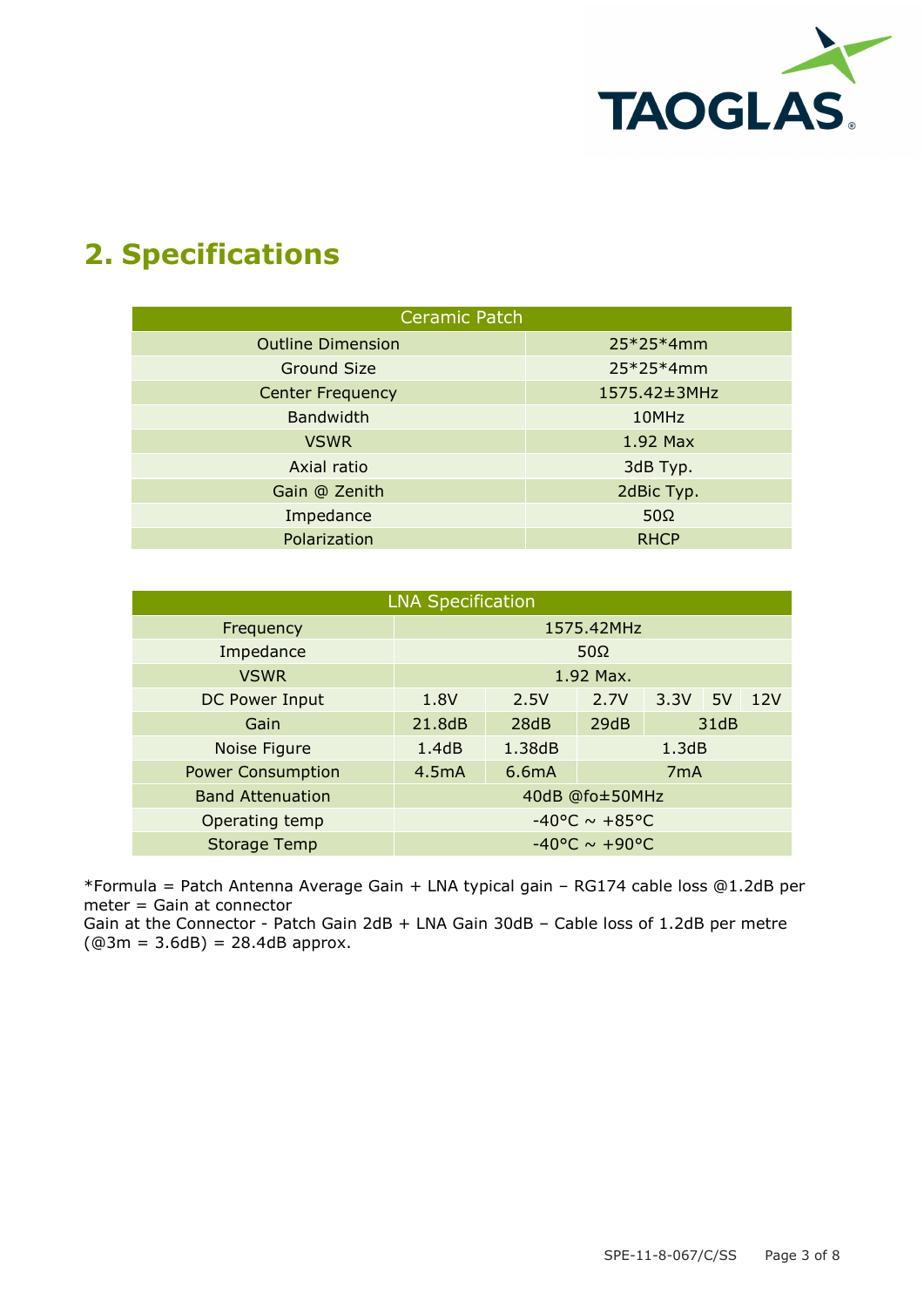## 2. Specifications

| Ceramic Patch | |
|---|---|
| Outline Dimension | 25*25*4mm |
| Ground Size | 25*25*4mm |
| Center Frequency | 1575.42±3MHz |
| Bandwidth | 10MHz |
| VSWR | 1.92 Max |
| Axial ratio | 3dB Typ. |
| Gain @ Zenith | 2dBic Typ. |
| Impedance | 50Ω |
| Polarization | RHCP |

| LNA Specification | | | | | | |
|---|---|---|---|---|---|---|
| Frequency | 1575.42MHz | | | | | |
| Impedance | 50Ω | | | | | |
| VSWR | 1.92 Max. | | | | | |
| DC Power Input | 1.8V | 2.5V | 2.7V | 3.3V | 5V | 12V |
| Gain | 21.8dB | 28dB | 29dB | 31dB | | |
| Noise Figure | 1.4dB | 1.38dB | 1.3dB | | | |
| Power Consumption | 4.5mA | 6.6mA | 7mA | | | |
| Band Attenuation | 40dB @fo±50MHz | | | | | |
| Operating temp | -40°C ~ +85°C | | | | | |
| Storage Temp | -40°C ~ +90°C | | | | | |

*Formula = Patch Antenna Average Gain + LNA typical gain – RG174 cable loss @1.2dB per meter = Gain at connector
Gain at the Connector - Patch Gain 2dB + LNA Gain 30dB – Cable loss of 1.2dB per metre (@3m = 3.6dB) = 28.4dB approx.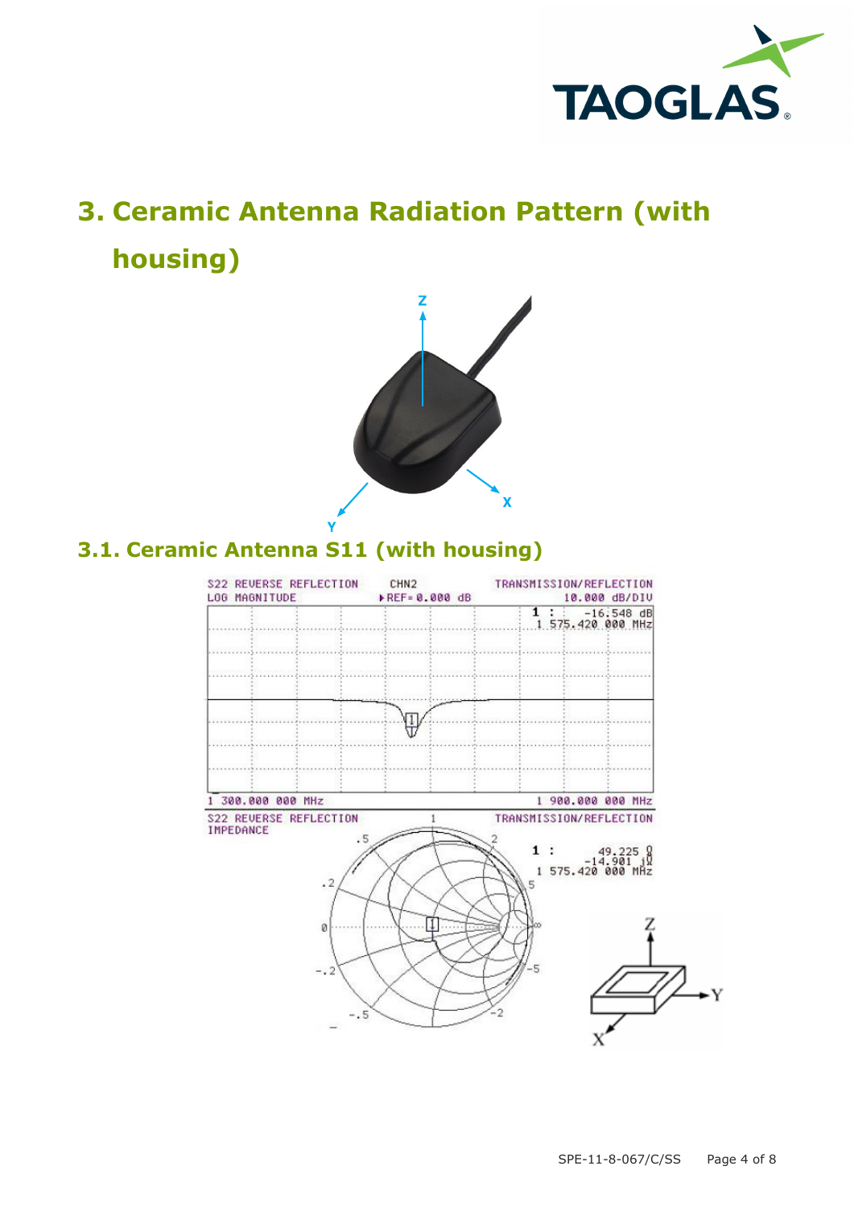## 3. Ceramic Antenna Radiation Pattern (with housing)

### 3.1. Ceramic Antenna S11 (with housing)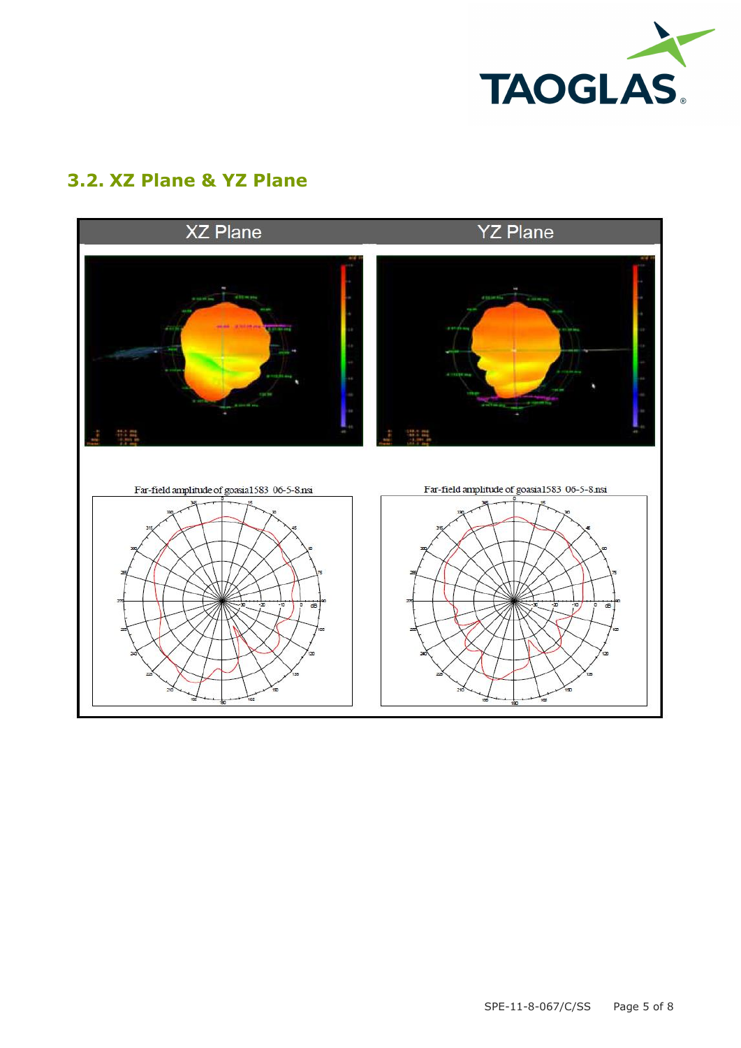## 3.2. XZ Plane & YZ Plane

| XZ Plane | YZ Plane |
| --- | --- |
| Far-field amplitude of goasia1583 06-5-8.nsi | Far-field amplitude of goasia1583 06-5-8.nsi |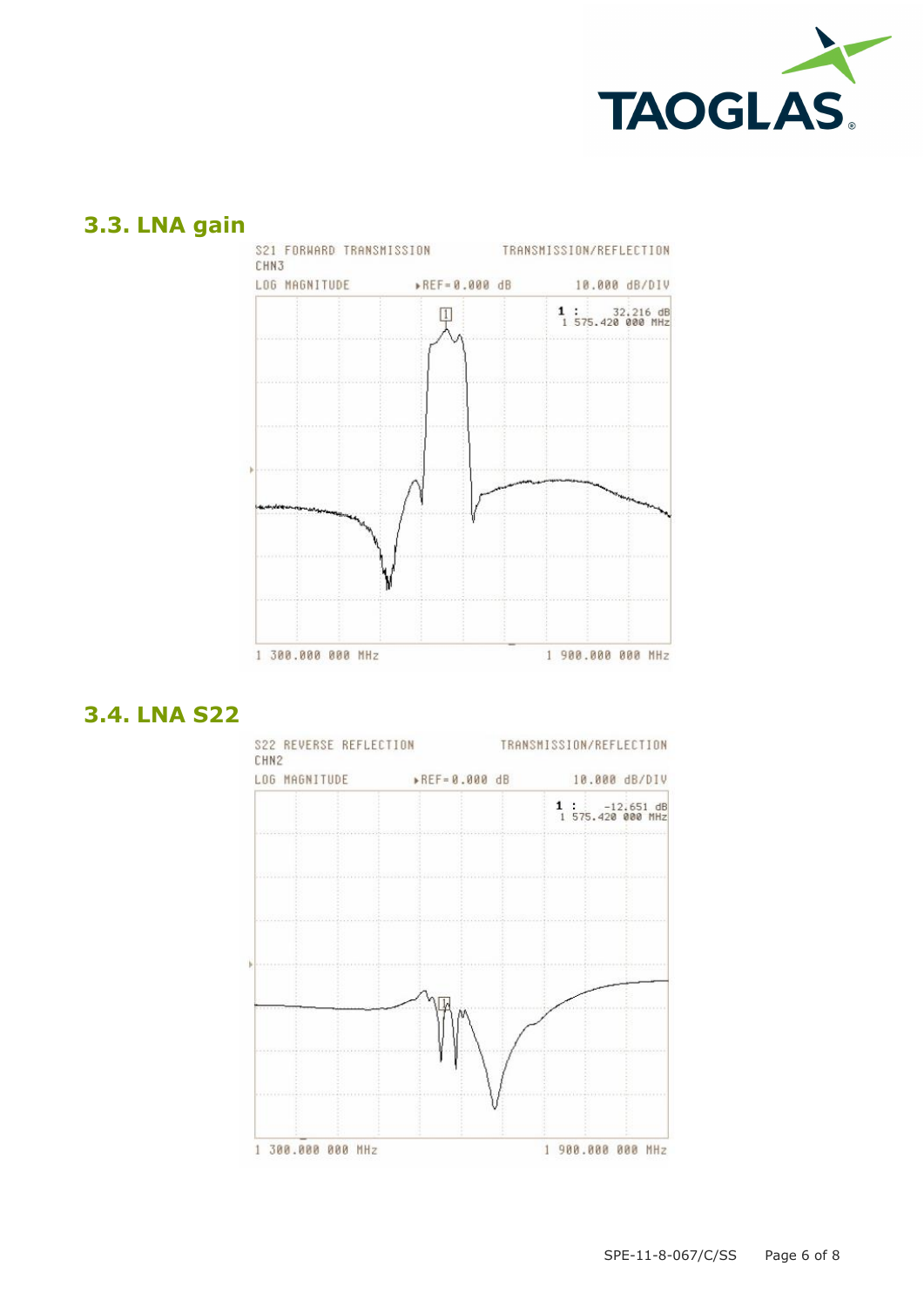## 3.3. LNA gain

S21 FORWARD TRANSMISSION TRANSMISSION/REFLECTION
CHN3
LOG MAGNITUDE ▸REF=0.000 dB 10.000 dB/DIV

1 : 32.216 dB
1 575.420 000 MHz

1 300.000 000 MHz 1 900.000 000 MHz

## 3.4. LNA S22

S22 REVERSE REFLECTION TRANSMISSION/REFLECTION
CHN2
LOG MAGNITUDE ▸REF=0.000 dB 10.000 dB/DIV

1 : -12.651 dB
1 575.420 000 MHz

1 300.000 000 MHz 1 900.000 000 MHz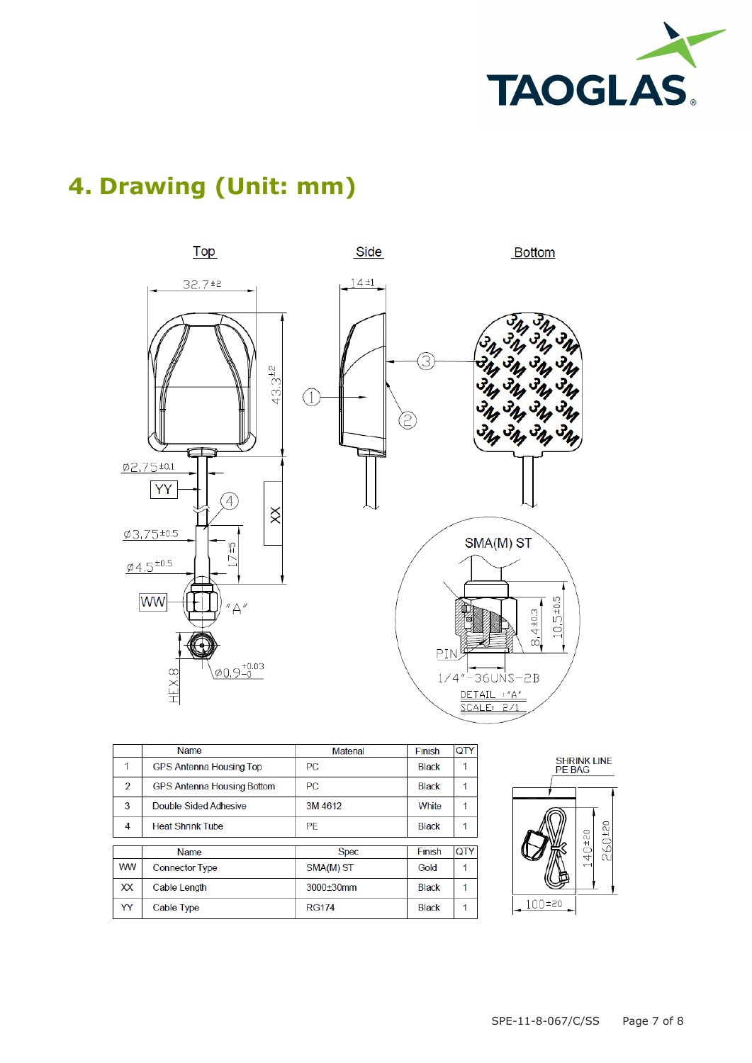## 4. Drawing (Unit: mm)

|  | Name | Material | Finish | QTY |
|---|---|---|---|---|
| 1 | GPS Antenna Housing Top | PC | Black | 1 |
| 2 | GPS Antenna Housing Bottom | PC | Black | 1 |
| 3 | Double Sided Adhesive | 3M 4612 | White | 1 |
| 4 | Heat Shrink Tube | PE | Black | 1 |

|  | Name | Spec | Finish | QTY |
|---|---|---|---|---|
| WW | Connector Type | SMA(M) ST | Gold | 1 |
| XX | Cable Length | 3000±30mm | Black | 1 |
| YY | Cable Type | RG174 | Black | 1 |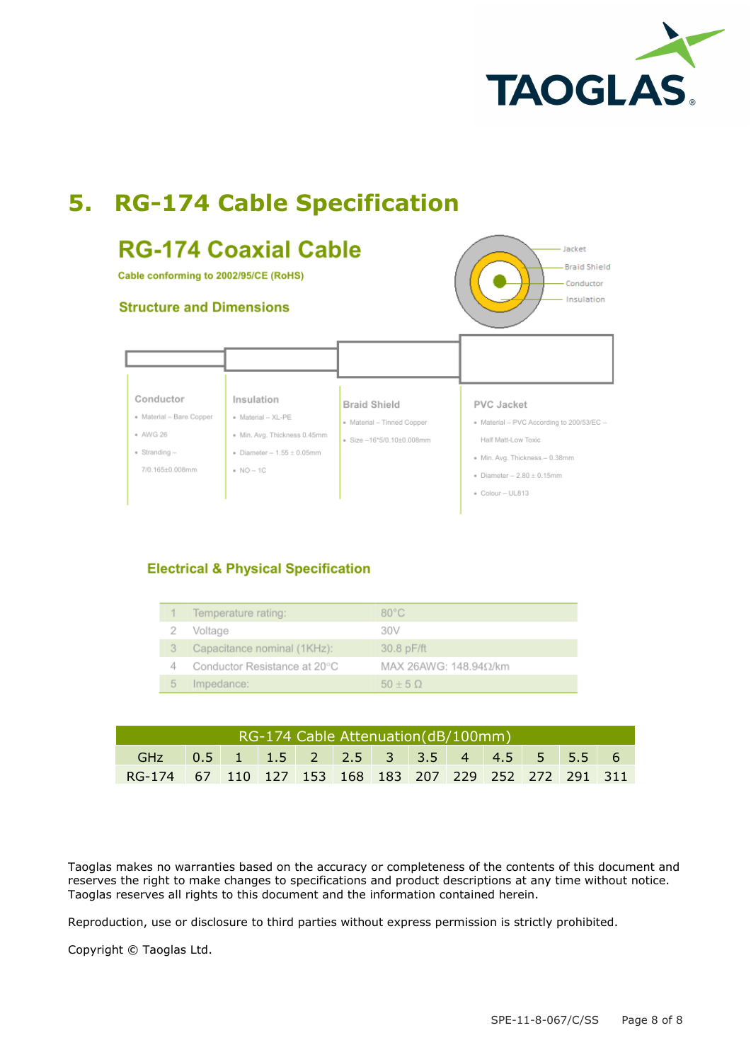# 5. RG-174 Cable Specification

## RG-174 Coaxial Cable

**Cable conforming to 2002/95/CE (RoHS)**

### Structure and Dimensions

Jacket
Braid Shield
Conductor
Insulation

**Conductor**

- Material – Bare Copper
- AWG 26
- Stranding – 7/0.165±0.008mm

**Insulation**

- Material – XL-PE
- Min. Avg. Thickness 0.45mm
- Diameter – 1.55 ± 0.05mm
- NO – 1C

**Braid Shield**

- Material – Tinned Copper
- Size –16*5/0.10±0.008mm

**PVC Jacket**

- Material – PVC According to 200/53/EC – Half Matt-Low Toxic
- Min. Avg. Thickness – 0.38mm
- Diameter – 2.80 ± 0.15mm
- Colour – UL813

### Electrical & Physical Specification

| | | |
|---|---|---|
| 1 | Temperature rating: | 80°C |
| 2 | Voltage | 30V |
| 3 | Capacitance nominal (1KHz): | 30.8 pF/ft |
| 4 | Conductor Resistance at 20°C | MAX 26AWG: 148.94Ω/km |
| 5 | Impedance: | 50 ± 5 Ω |

| RG-174 Cable Attenuation(dB/100mm) | | | | | | | | | | | | |
|---|---|---|---|---|---|---|---|---|---|---|---|---|
| GHz | 0.5 | 1 | 1.5 | 2 | 2.5 | 3 | 3.5 | 4 | 4.5 | 5 | 5.5 | 6 |
| RG-174 | 67 | 110 | 127 | 153 | 168 | 183 | 207 | 229 | 252 | 272 | 291 | 311 |

Taoglas makes no warranties based on the accuracy or completeness of the contents of this document and reserves the right to make changes to specifications and product descriptions at any time without notice. Taoglas reserves all rights to this document and the information contained herein.

Reproduction, use or disclosure to third parties without express permission is strictly prohibited.

Copyright © Taoglas Ltd.